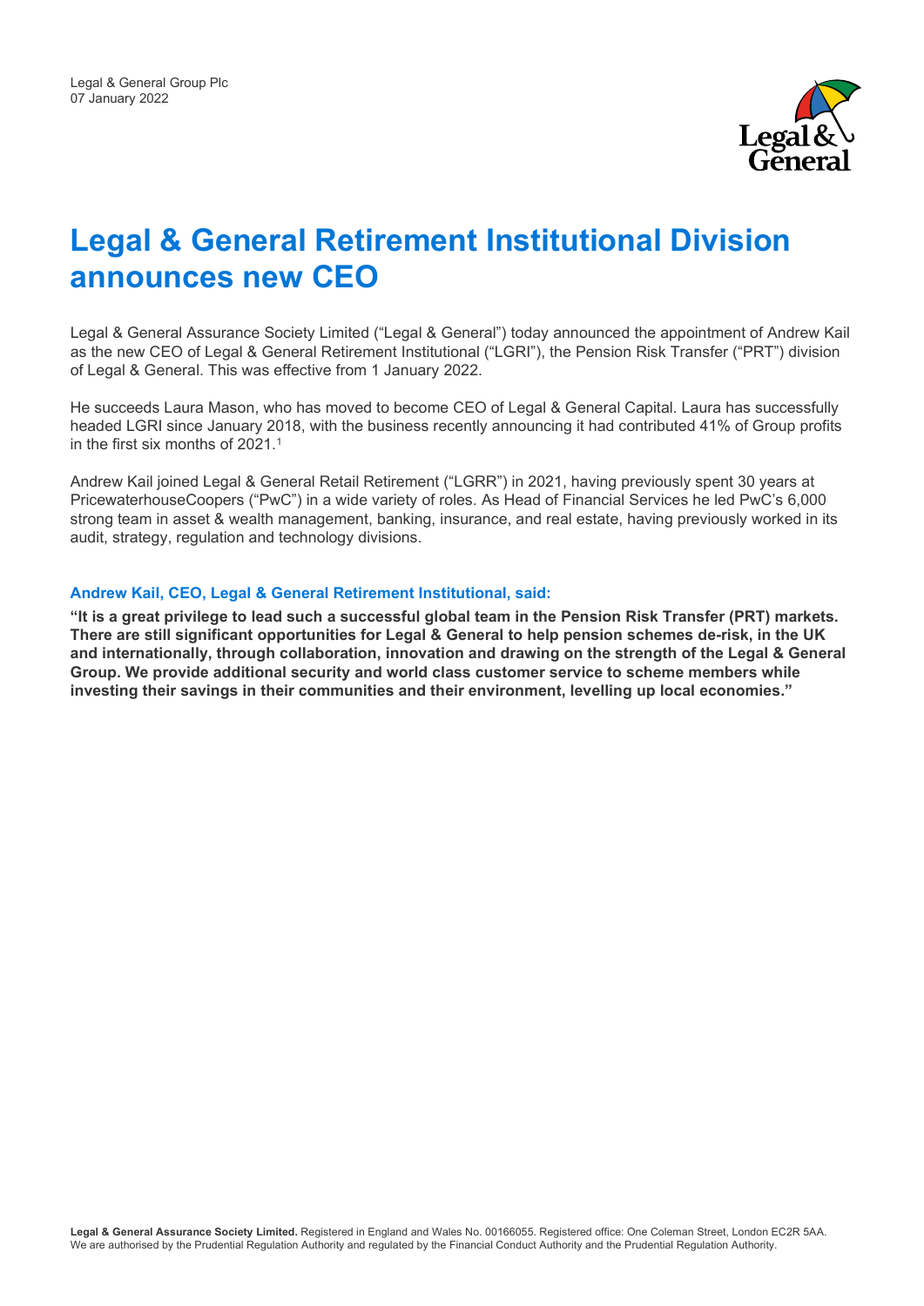Legal & General Group Plc
07 January 2022

# Legal & General Retirement Institutional Division announces new CEO

Legal & General Assurance Society Limited ("Legal & General") today announced the appointment of Andrew Kail as the new CEO of Legal & General Retirement Institutional ("LGRI"), the Pension Risk Transfer ("PRT") division of Legal & General. This was effective from 1 January 2022.

He succeeds Laura Mason, who has moved to become CEO of Legal & General Capital. Laura has successfully headed LGRI since January 2018, with the business recently announcing it had contributed 41% of Group profits in the first six months of 2021.[1]

Andrew Kail joined Legal & General Retail Retirement ("LGRR") in 2021, having previously spent 30 years at PricewaterhouseCoopers ("PwC") in a wide variety of roles. As Head of Financial Services he led PwC's 6,000 strong team in asset & wealth management, banking, insurance, and real estate, having previously worked in its audit, strategy, regulation and technology divisions.

### Andrew Kail, CEO, Legal & General Retirement Institutional, said:

**"It is a great privilege to lead such a successful global team in the Pension Risk Transfer (PRT) markets. There are still significant opportunities for Legal & General to help pension schemes de-risk, in the UK and internationally, through collaboration, innovation and drawing on the strength of the Legal & General Group. We provide additional security and world class customer service to scheme members while investing their savings in their communities and their environment, levelling up local economies."**

**Legal & General Assurance Society Limited.** Registered in England and Wales No. 00166055. Registered office: One Coleman Street, London EC2R 5AA. We are authorised by the Prudential Regulation Authority and regulated by the Financial Conduct Authority and the Prudential Regulation Authority.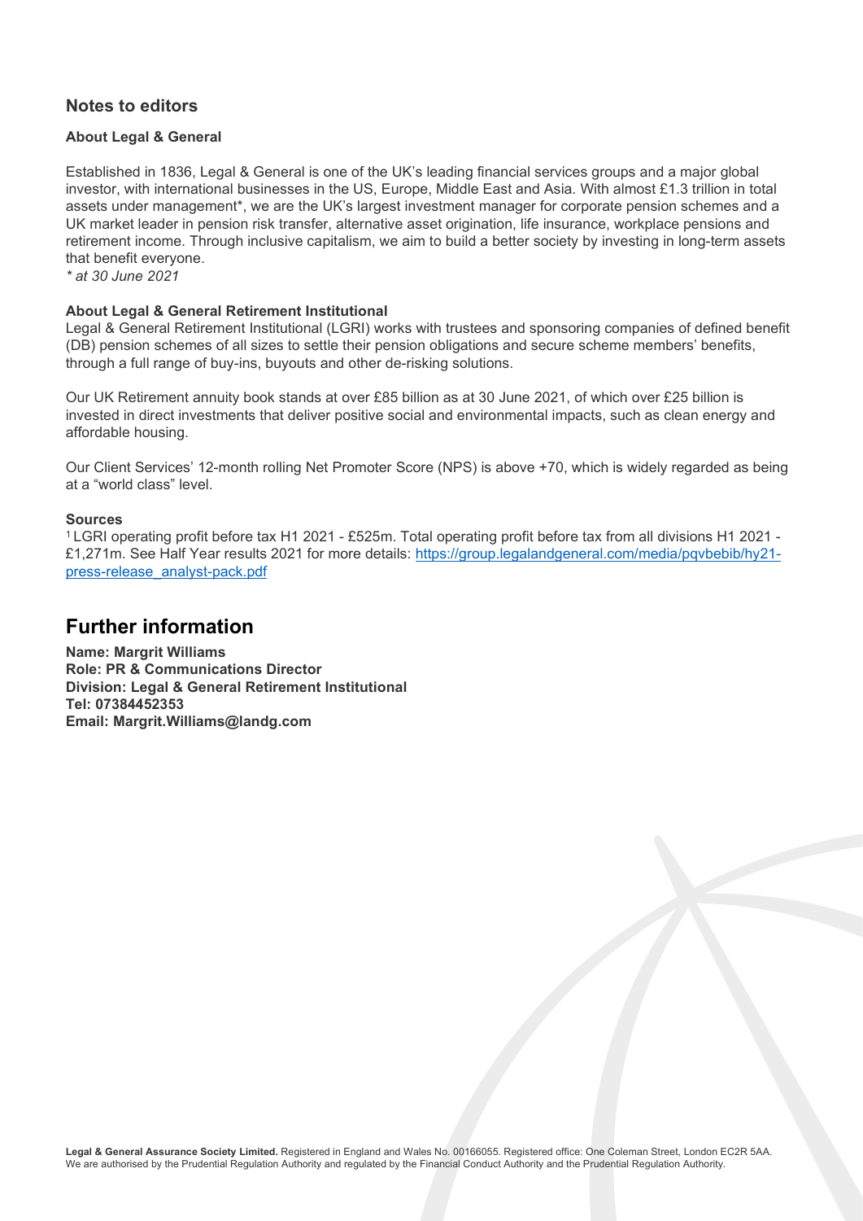## Notes to editors

**About Legal & General**

Established in 1836, Legal & General is one of the UK's leading financial services groups and a major global investor, with international businesses in the US, Europe, Middle East and Asia. With almost £1.3 trillion in total assets under management*, we are the UK's largest investment manager for corporate pension schemes and a UK market leader in pension risk transfer, alternative asset origination, life insurance, workplace pensions and retirement income. Through inclusive capitalism, we aim to build a better society by investing in long-term assets that benefit everyone.

*\* at 30 June 2021*

**About Legal & General Retirement Institutional**

Legal & General Retirement Institutional (LGRI) works with trustees and sponsoring companies of defined benefit (DB) pension schemes of all sizes to settle their pension obligations and secure scheme members' benefits, through a full range of buy-ins, buyouts and other de-risking solutions.

Our UK Retirement annuity book stands at over £85 billion as at 30 June 2021, of which over £25 billion is invested in direct investments that deliver positive social and environmental impacts, such as clean energy and affordable housing.

Our Client Services' 12-month rolling Net Promoter Score (NPS) is above +70, which is widely regarded as being at a "world class" level.

**Sources**

[1] LGRI operating profit before tax H1 2021 - £525m. Total operating profit before tax from all divisions H1 2021 - £1,271m. See Half Year results 2021 for more details: https://group.legalandgeneral.com/media/pqvbebib/hy21-press-release_analyst-pack.pdf

## Further information

**Name: Margrit Williams**
**Role: PR & Communications Director**
**Division: Legal & General Retirement Institutional**
**Tel: 07384452353**
**Email: Margrit.Williams@landg.com**

**Legal & General Assurance Society Limited.** Registered in England and Wales No. 00166055. Registered office: One Coleman Street, London EC2R 5AA. We are authorised by the Prudential Regulation Authority and regulated by the Financial Conduct Authority and the Prudential Regulation Authority.